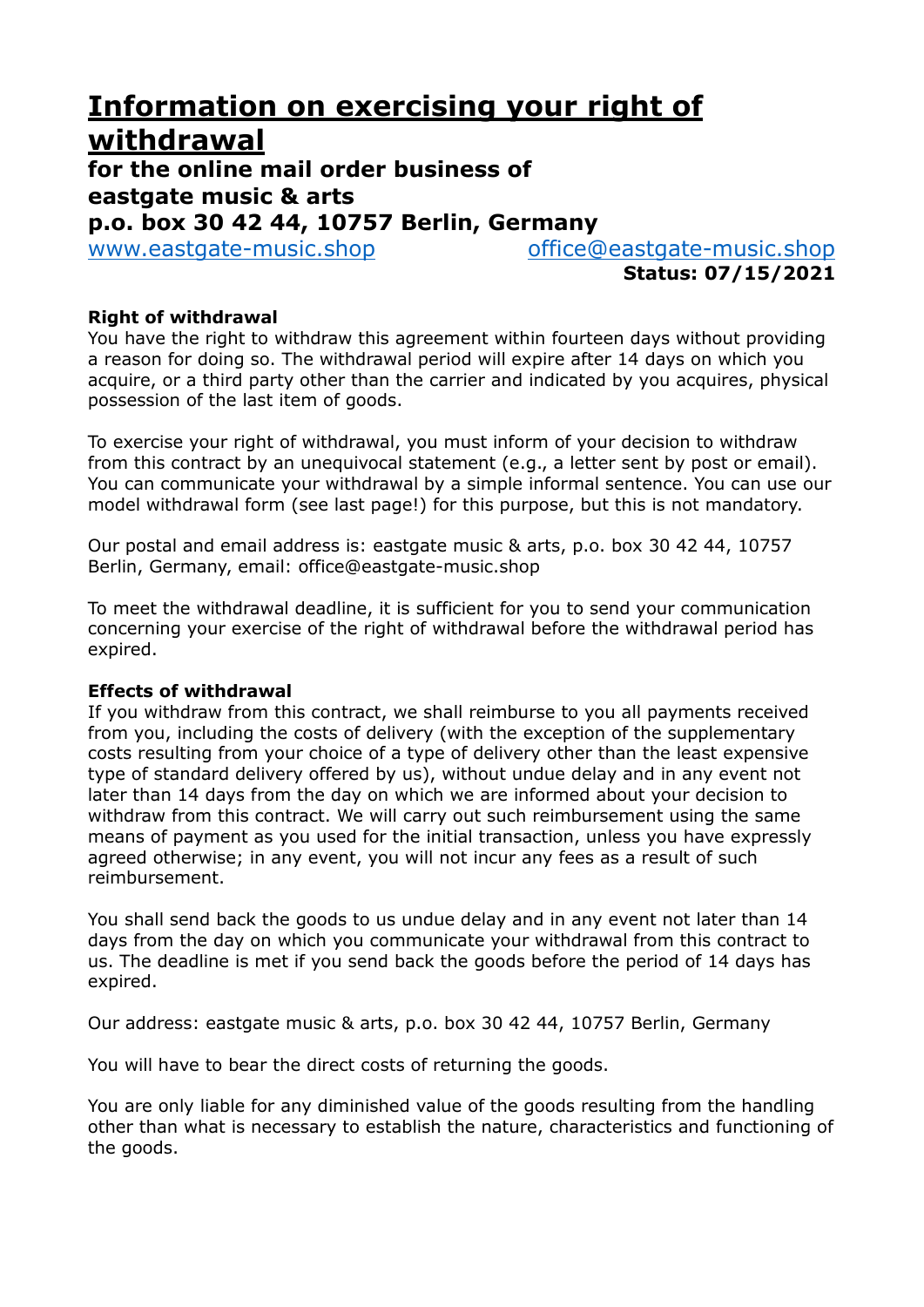# Information on exercising your right of withdrawal

**for the online mail order business of**
**eastgate music & arts**
**p.o. box 30 42 44, 10757 Berlin, Germany**

www.eastgate-music.shop office@eastgate-music.shop

**Status: 07/15/2021**

**Right of withdrawal**

You have the right to withdraw this agreement within fourteen days without providing a reason for doing so. The withdrawal period will expire after 14 days on which you acquire, or a third party other than the carrier and indicated by you acquires, physical possession of the last item of goods.

To exercise your right of withdrawal, you must inform of your decision to withdraw from this contract by an unequivocal statement (e.g., a letter sent by post or email). You can communicate your withdrawal by a simple informal sentence. You can use our model withdrawal form (see last page!) for this purpose, but this is not mandatory.

Our postal and email address is: eastgate music & arts, p.o. box 30 42 44, 10757 Berlin, Germany, email: office@eastgate-music.shop

To meet the withdrawal deadline, it is sufficient for you to send your communication concerning your exercise of the right of withdrawal before the withdrawal period has expired.

**Effects of withdrawal**

If you withdraw from this contract, we shall reimburse to you all payments received from you, including the costs of delivery (with the exception of the supplementary costs resulting from your choice of a type of delivery other than the least expensive type of standard delivery offered by us), without undue delay and in any event not later than 14 days from the day on which we are informed about your decision to withdraw from this contract. We will carry out such reimbursement using the same means of payment as you used for the initial transaction, unless you have expressly agreed otherwise; in any event, you will not incur any fees as a result of such reimbursement.

You shall send back the goods to us undue delay and in any event not later than 14 days from the day on which you communicate your withdrawal from this contract to us. The deadline is met if you send back the goods before the period of 14 days has expired.

Our address: eastgate music & arts, p.o. box 30 42 44, 10757 Berlin, Germany

You will have to bear the direct costs of returning the goods.

You are only liable for any diminished value of the goods resulting from the handling other than what is necessary to establish the nature, characteristics and functioning of the goods.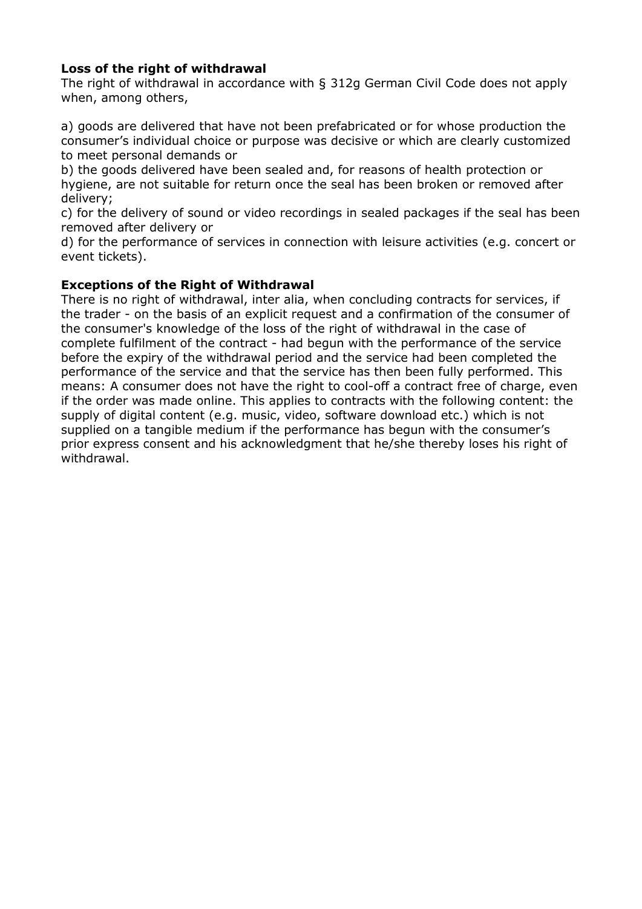**Loss of the right of withdrawal**

The right of withdrawal in accordance with § 312g German Civil Code does not apply when, among others,

a) goods are delivered that have not been prefabricated or for whose production the consumer's individual choice or purpose was decisive or which are clearly customized to meet personal demands or
b) the goods delivered have been sealed and, for reasons of health protection or hygiene, are not suitable for return once the seal has been broken or removed after delivery;
c) for the delivery of sound or video recordings in sealed packages if the seal has been removed after delivery or
d) for the performance of services in connection with leisure activities (e.g. concert or event tickets).

**Exceptions of the Right of Withdrawal**

There is no right of withdrawal, inter alia, when concluding contracts for services, if the trader - on the basis of an explicit request and a confirmation of the consumer of the consumer's knowledge of the loss of the right of withdrawal in the case of complete fulfilment of the contract - had begun with the performance of the service before the expiry of the withdrawal period and the service had been completed the performance of the service and that the service has then been fully performed. This means: A consumer does not have the right to cool-off a contract free of charge, even if the order was made online. This applies to contracts with the following content: the supply of digital content (e.g. music, video, software download etc.) which is not supplied on a tangible medium if the performance has begun with the consumer's prior express consent and his acknowledgment that he/she thereby loses his right of withdrawal.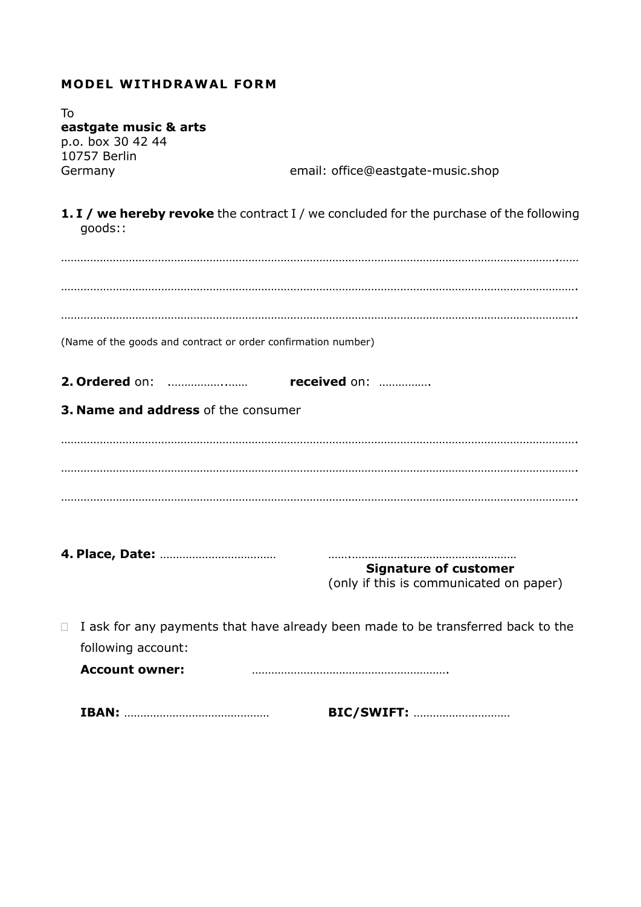## MODEL WITHDRAWAL FORM

To
**eastgate music & arts**
p.o. box 30 42 44
10757 Berlin
Germany

email: office@eastgate-music.shop

1. **I / we hereby revoke** the contract I / we concluded for the purchase of the following goods::

……………………………………………………………………………………………………………………………………………

……………………………………………………………………………………………………………………………………………

……………………………………………………………………………………………………………………………………………

(Name of the goods and contract or order confirmation number)

2. **Ordered** on: ……………..…… **received** on: …………….

3. **Name and address** of the consumer

……………………………………………………………………………………………………………………………………………

……………………………………………………………………………………………………………………………………………

……………………………………………………………………………………………………………………………………………

4. **Place, Date:** ……………………………… …….…………………………………………

**Signature of customer**
(only if this is communicated on paper)

☐ I ask for any payments that have already been made to be transferred back to the following account:

**Account owner:** …………………………………………………….

**IBAN:** ……………………………………… **BIC/SWIFT:** ………………………….